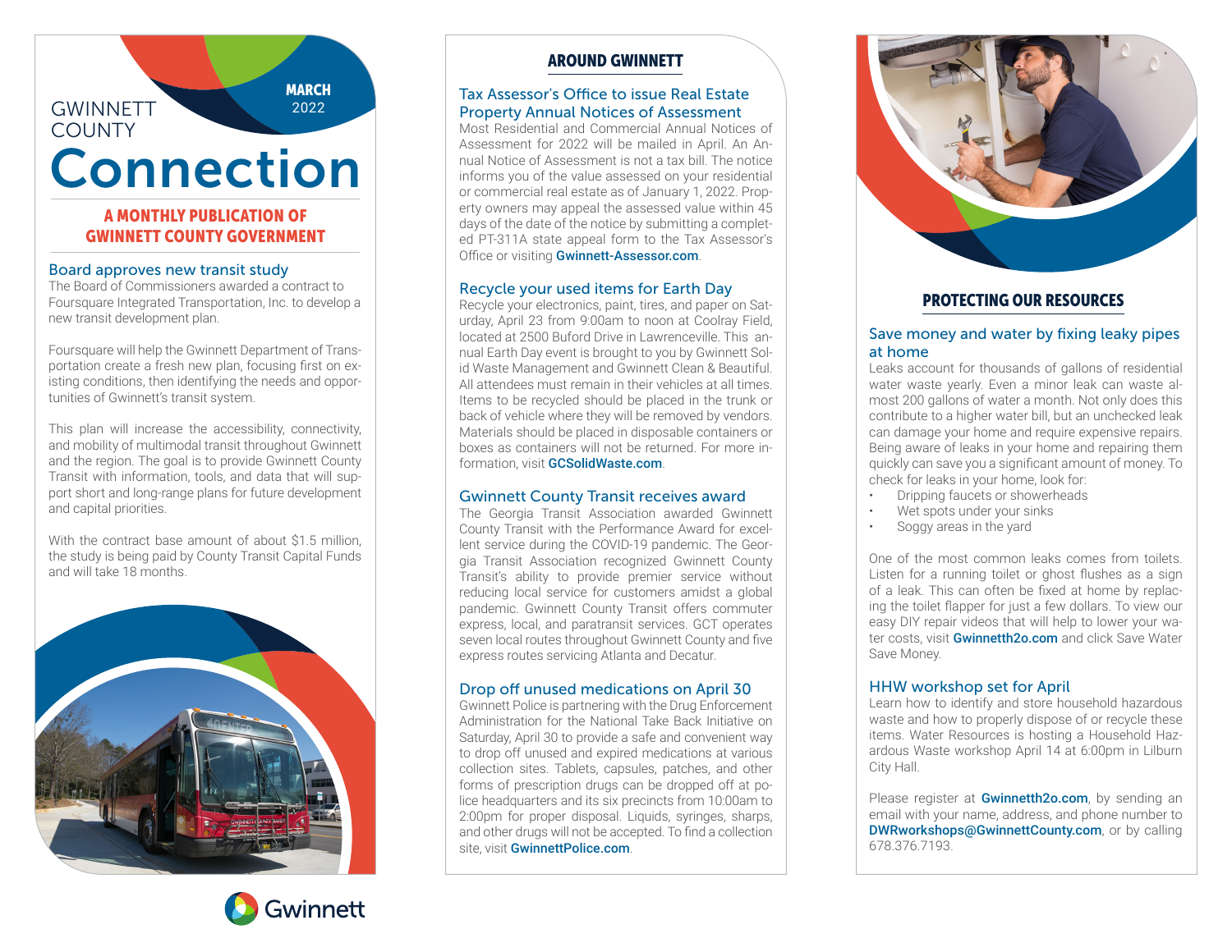# GWINNETT COUNTY Connection

**MARCH** 2022

**A MONTHLY PUBLICATION OF GWINNETT COUNTY GOVERNMENT**

## Board approves new transit study

The Board of Commissioners awarded a contract to Foursquare Integrated Transportation, Inc. to develop a new transit development plan.

Foursquare will help the Gwinnett Department of Transportation create a fresh new plan, focusing first on existing conditions, then identifying the needs and opportunities of Gwinnett's transit system.

This plan will increase the accessibility, connectivity, and mobility of multimodal transit throughout Gwinnett and the region. The goal is to provide Gwinnett County Transit with information, tools, and data that will support short and long-range plans for future development and capital priorities.

With the contract base amount of about $1.5 million, the study is being paid by County Transit Capital Funds and will take 18 months.

# AROUND GWINNETT

## Tax Assessor's Office to issue Real Estate Property Annual Notices of Assessment

Most Residential and Commercial Annual Notices of Assessment for 2022 will be mailed in April. An Annual Notice of Assessment is not a tax bill. The notice informs you of the value assessed on your residential or commercial real estate as of January 1, 2022. Property owners may appeal the assessed value within 45 days of the date of the notice by submitting a completed PT-311A state appeal form to the Tax Assessor's Office or visiting **Gwinnett-Assessor.com**.

## Recycle your used items for Earth Day

Recycle your electronics, paint, tires, and paper on Saturday, April 23 from 9:00am to noon at Coolray Field, located at 2500 Buford Drive in Lawrenceville. This annual Earth Day event is brought to you by Gwinnett Solid Waste Management and Gwinnett Clean & Beautiful. All attendees must remain in their vehicles at all times. Items to be recycled should be placed in the trunk or back of vehicle where they will be removed by vendors. Materials should be placed in disposable containers or boxes as containers will not be returned. For more information, visit **GCSolidWaste.com**.

## Gwinnett County Transit receives award

The Georgia Transit Association awarded Gwinnett County Transit with the Performance Award for excellent service during the COVID-19 pandemic. The Georgia Transit Association recognized Gwinnett County Transit's ability to provide premier service without reducing local service for customers amidst a global pandemic. Gwinnett County Transit offers commuter express, local, and paratransit services. GCT operates seven local routes throughout Gwinnett County and five express routes servicing Atlanta and Decatur.

## Drop off unused medications on April 30

Gwinnett Police is partnering with the Drug Enforcement Administration for the National Take Back Initiative on Saturday, April 30 to provide a safe and convenient way to drop off unused and expired medications at various collection sites. Tablets, capsules, patches, and other forms of prescription drugs can be dropped off at police headquarters and its six precincts from 10:00am to 2:00pm for proper disposal. Liquids, syringes, sharps, and other drugs will not be accepted. To find a collection site, visit **GwinnettPolice.com**.

# PROTECTING OUR RESOURCES

## Save money and water by fixing leaky pipes at home

Leaks account for thousands of gallons of residential water waste yearly. Even a minor leak can waste almost 200 gallons of water a month. Not only does this contribute to a higher water bill, but an unchecked leak can damage your home and require expensive repairs. Being aware of leaks in your home and repairing them quickly can save you a significant amount of money. To check for leaks in your home, look for:

- Dripping faucets or showerheads
- Wet spots under your sinks
- Soggy areas in the yard

One of the most common leaks comes from toilets. Listen for a running toilet or ghost flushes as a sign of a leak. This can often be fixed at home by replacing the toilet flapper for just a few dollars. To view our easy DIY repair videos that will help to lower your water costs, visit **Gwinnetth2o.com** and click Save Water Save Money.

## HHW workshop set for April

Learn how to identify and store household hazardous waste and how to properly dispose of or recycle these items. Water Resources is hosting a Household Hazardous Waste workshop April 14 at 6:00pm in Lilburn City Hall.

Please register at **Gwinnetth2o.com**, by sending an email with your name, address, and phone number to **DWRworkshops@GwinnettCounty.com**, or by calling 678.376.7193.

Gwinnett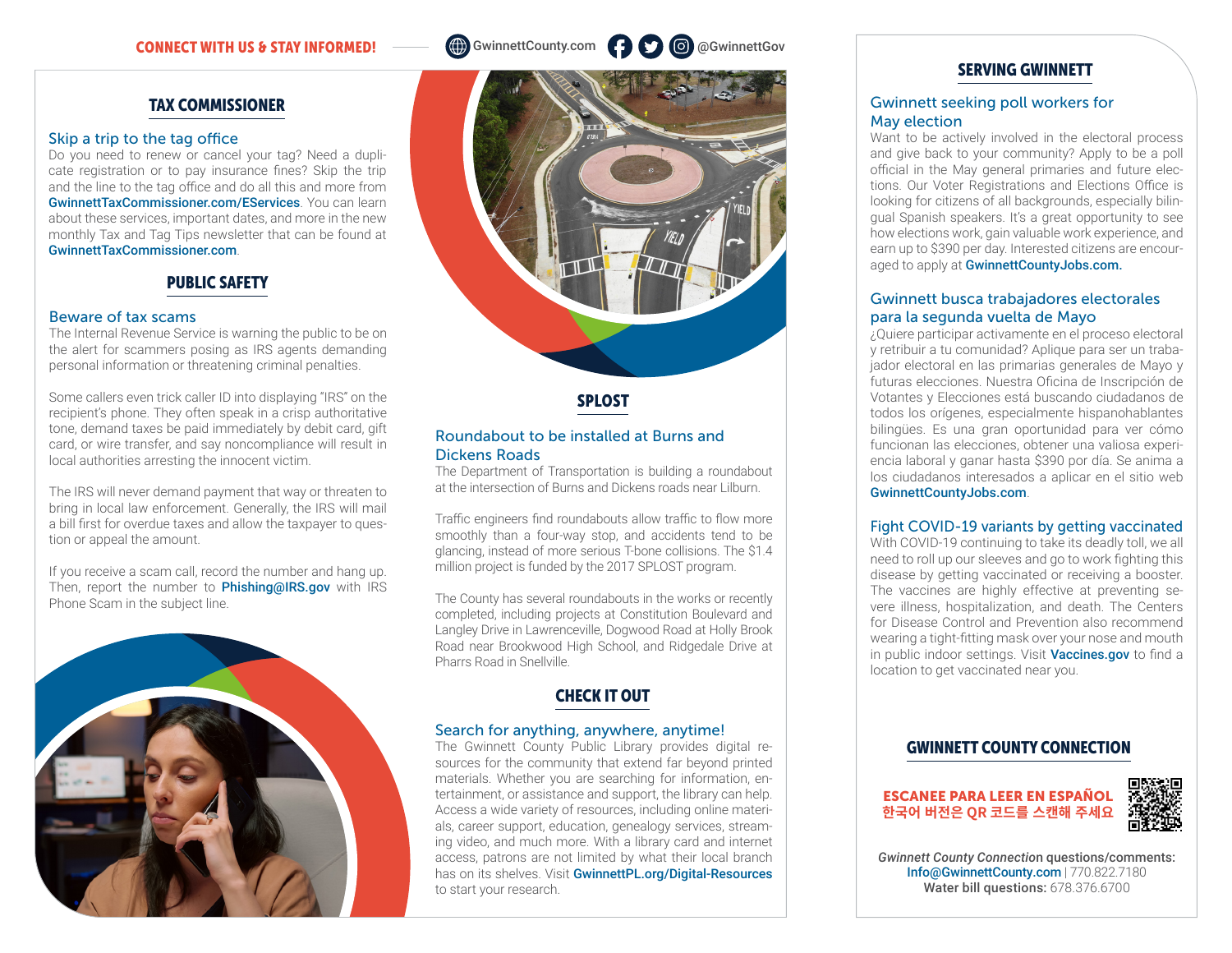CONNECT WITH US & STAY INFORMED! GwinnettCounty.com @GwinnettGov

## TAX COMMISSIONER

### Skip a trip to the tag office

Do you need to renew or cancel your tag? Need a duplicate registration or to pay insurance fines? Skip the trip and the line to the tag office and do all this and more from **GwinnettTaxCommissioner.com/EServices**. You can learn about these services, important dates, and more in the new monthly Tax and Tag Tips newsletter that can be found at **GwinnettTaxCommissioner.com**.

## PUBLIC SAFETY

### Beware of tax scams

The Internal Revenue Service is warning the public to be on the alert for scammers posing as IRS agents demanding personal information or threatening criminal penalties.

Some callers even trick caller ID into displaying "IRS" on the recipient's phone. They often speak in a crisp authoritative tone, demand taxes be paid immediately by debit card, gift card, or wire transfer, and say noncompliance will result in local authorities arresting the innocent victim.

The IRS will never demand payment that way or threaten to bring in local law enforcement. Generally, the IRS will mail a bill first for overdue taxes and allow the taxpayer to question or appeal the amount.

If you receive a scam call, record the number and hang up. Then, report the number to **Phishing@IRS.gov** with IRS Phone Scam in the subject line.

## SPLOST

### Roundabout to be installed at Burns and Dickens Roads

The Department of Transportation is building a roundabout at the intersection of Burns and Dickens roads near Lilburn.

Traffic engineers find roundabouts allow traffic to flow more smoothly than a four-way stop, and accidents tend to be glancing, instead of more serious T-bone collisions. The $1.4 million project is funded by the 2017 SPLOST program.

The County has several roundabouts in the works or recently completed, including projects at Constitution Boulevard and Langley Drive in Lawrenceville, Dogwood Road at Holly Brook Road near Brookwood High School, and Ridgedale Drive at Pharrs Road in Snellville.

## CHECK IT OUT

### Search for anything, anywhere, anytime!

The Gwinnett County Public Library provides digital resources for the community that extend far beyond printed materials. Whether you are searching for information, entertainment, or assistance and support, the library can help. Access a wide variety of resources, including online materials, career support, education, genealogy services, streaming video, and much more. With a library card and internet access, patrons are not limited by what their local branch has on its shelves. Visit **GwinnettPL.org/Digital-Resources** to start your research.

## SERVING GWINNETT

### Gwinnett seeking poll workers for May election

Want to be actively involved in the electoral process and give back to your community? Apply to be a poll official in the May general primaries and future elections. Our Voter Registrations and Elections Office is looking for citizens of all backgrounds, especially bilingual Spanish speakers. It's a great opportunity to see how elections work, gain valuable work experience, and earn up to $390 per day. Interested citizens are encouraged to apply at **GwinnettCountyJobs.com.**

### Gwinnett busca trabajadores electorales para la segunda vuelta de Mayo

¿Quiere participar activamente en el proceso electoral y retribuir a tu comunidad? Aplique para ser un trabajador electoral en las primarias generales de Mayo y futuras elecciones. Nuestra Oficina de Inscripción de Votantes y Elecciones está buscando ciudadanos de todos los orígenes, especialmente hispanohablantes bilingües. Es una gran oportunidad para ver cómo funcionan las elecciones, obtener una valiosa experiencia laboral y ganar hasta $390 por día. Se anima a los ciudadanos interesados a aplicar en el sitio web **GwinnettCountyJobs.com**.

### Fight COVID-19 variants by getting vaccinated

With COVID-19 continuing to take its deadly toll, we all need to roll up our sleeves and go to work fighting this disease by getting vaccinated or receiving a booster. The vaccines are highly effective at preventing severe illness, hospitalization, and death. The Centers for Disease Control and Prevention also recommend wearing a tight-fitting mask over your nose and mouth in public indoor settings. Visit **Vaccines.gov** to find a location to get vaccinated near you.

## GWINNETT COUNTY CONNECTION

**ESCANEE PARA LEER EN ESPAÑOL**
**한국어 버전은 QR 코드를 스캔해 주세요**

*Gwinnett County Connection* **questions/comments:**
**Info@GwinnettCounty.com** | 770.822.7180
**Water bill questions:** 678.376.6700